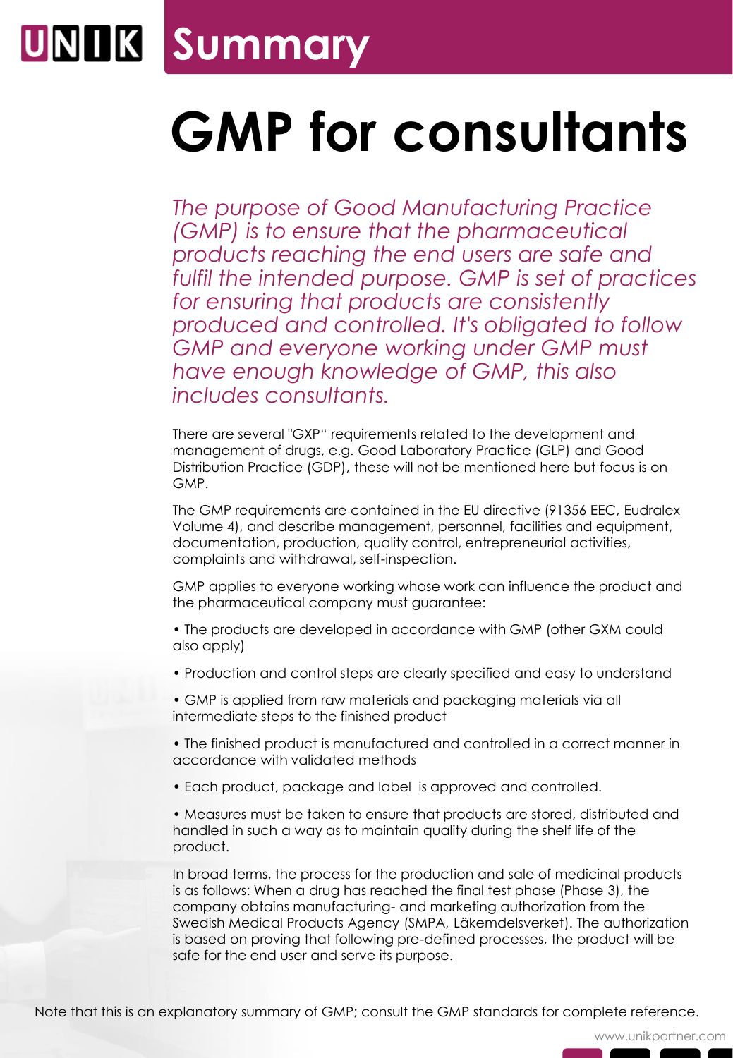UNIK **Summary**

# GMP for consultants

*The purpose of Good Manufacturing Practice (GMP) is to ensure that the pharmaceutical products reaching the end users are safe and fulfil the intended purpose. GMP is set of practices for ensuring that products are consistently produced and controlled. It's obligated to follow GMP and everyone working under GMP must have enough knowledge of GMP, this also includes consultants.*

There are several "GXP" requirements related to the development and management of drugs, e.g. Good Laboratory Practice (GLP) and Good Distribution Practice (GDP), these will not be mentioned here but focus is on GMP.

The GMP requirements are contained in the EU directive (91356 EEC, Eudralex Volume 4), and describe management, personnel, facilities and equipment, documentation, production, quality control, entrepreneurial activities, complaints and withdrawal, self-inspection.

GMP applies to everyone working whose work can influence the product and the pharmaceutical company must guarantee:

- The products are developed in accordance with GMP (other GXM could also apply)
- Production and control steps are clearly specified and easy to understand
- GMP is applied from raw materials and packaging materials via all intermediate steps to the finished product
- The finished product is manufactured and controlled in a correct manner in accordance with validated methods
- Each product, package and label is approved and controlled.
- Measures must be taken to ensure that products are stored, distributed and handled in such a way as to maintain quality during the shelf life of the product.

In broad terms, the process for the production and sale of medicinal products is as follows: When a drug has reached the final test phase (Phase 3), the company obtains manufacturing- and marketing authorization from the Swedish Medical Products Agency (SMPA, Läkemdelsverket). The authorization is based on proving that following pre-defined processes, the product will be safe for the end user and serve its purpose.

Note that this is an explanatory summary of GMP; consult the GMP standards for complete reference.

www.unikpartner.com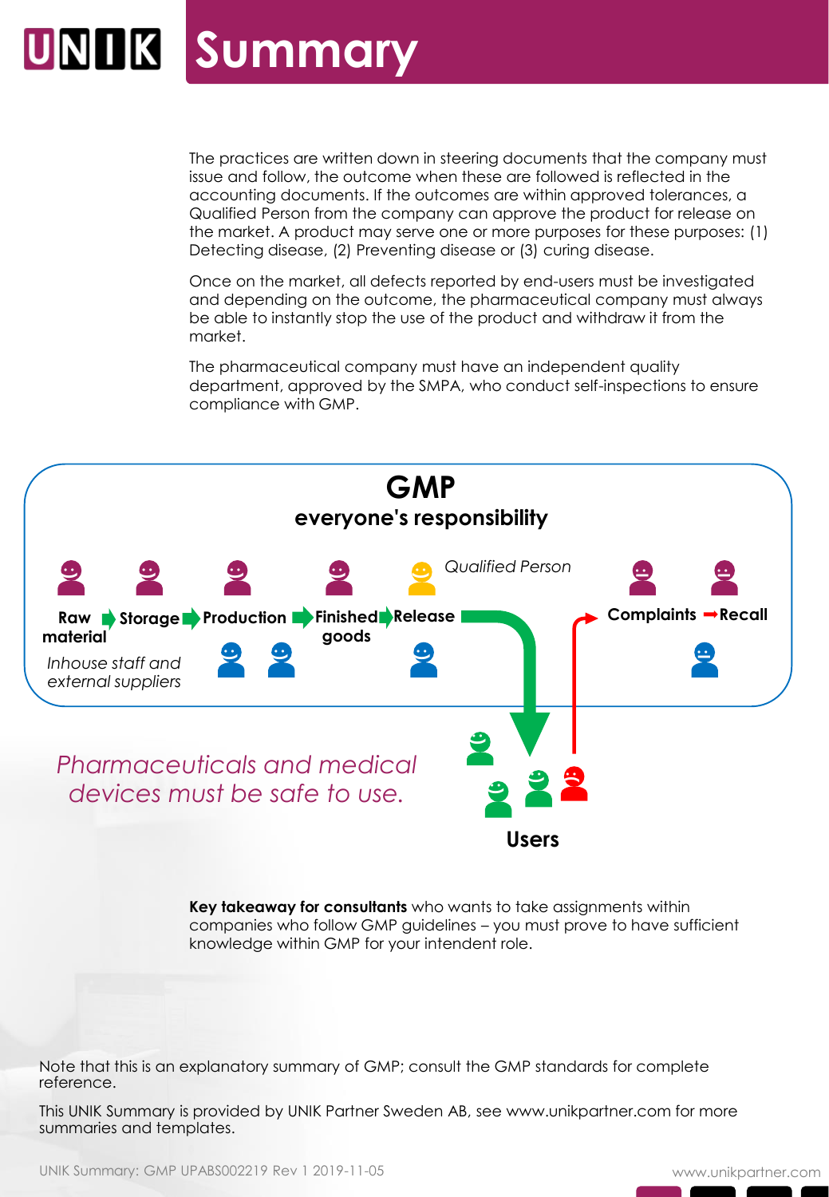# Summary

The practices are written down in steering documents that the company must issue and follow, the outcome when these are followed is reflected in the accounting documents. If the outcomes are within approved tolerances, a Qualified Person from the company can approve the product for release on the market. A product may serve one or more purposes for these purposes: (1) Detecting disease, (2) Preventing disease or (3) curing disease.

Once on the market, all defects reported by end-users must be investigated and depending on the outcome, the pharmaceutical company must always be able to instantly stop the use of the product and withdraw it from the market.

The pharmaceutical company must have an independent quality department, approved by the SMPA, who conduct self-inspections to ensure compliance with GMP.

**GMP**

**everyone's responsibility**

*Qualified Person*

**Raw material** → **Storage** → **Production** → **Finished goods** → **Release**

**Complaints** → **Recall**

*Inhouse staff and external suppliers*

**Users**

*Pharmaceuticals and medical devices must be safe to use.*

**Key takeaway for consultants** who wants to take assignments within companies who follow GMP guidelines – you must prove to have sufficient knowledge within GMP for your intendent role.

Note that this is an explanatory summary of GMP; consult the GMP standards for complete reference.

This UNIK Summary is provided by UNIK Partner Sweden AB, see www.unikpartner.com for more summaries and templates.